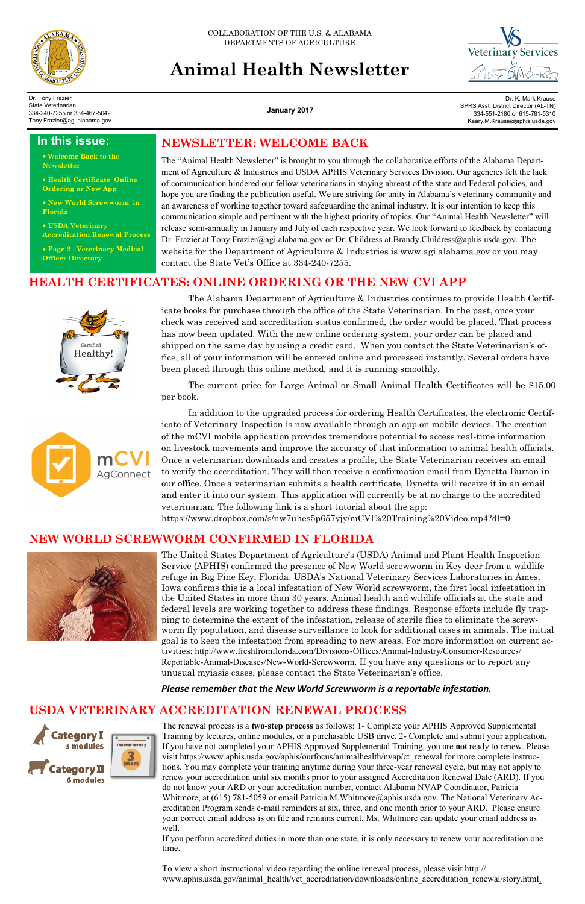COLLABORATION OF THE U.S. & ALABAMA
DEPARTMENTS OF AGRICULTURE

# Animal Health Newsletter

Dr. Tony Frazier
State Veterinarian
334-240-7255 or 334-467-5042
Tony.Frazier@agi.alabama.gov

January 2017

Dr. K. Mark Krause
SPRS Asst. District Director (AL-TN)
334-551-2180 or 615-781-5310
Keary.M.Krause@aphis.usda.gov

**In this issue:**

- Welcome Back to the Newsletter
- Health Certificate Online Ordering or New App
- New World Screwworm in Florida
- USDA Veterinary Accreditation Renewal Process
- Page 2 - Veterinary Medical Officer Directory

## NEWSLETTER: WELCOME BACK

The "Animal Health Newsletter" is brought to you through the collaborative efforts of the Alabama Department of Agriculture & Industries and USDA APHIS Veterinary Services Division. Our agencies felt the lack of communication hindered our fellow veterinarians in staying abreast of the state and Federal policies, and hope you are finding the publication useful. We are striving for unity in Alabama's veterinary community and an awareness of working together toward safeguarding the animal industry. It is our intention to keep this communication simple and pertinent with the highest priority of topics. Our "Animal Health Newsletter" will release semi-annually in January and July of each respective year. We look forward to feedback by contacting Dr. Frazier at Tony.Frazier@agi.alabama.gov or Dr. Childress at Brandy.Childress@aphis.usda.gov. The website for the Department of Agriculture & Industries is www.agi.alabama.gov or you may contact the State Vet's Office at 334-240-7255.

## HEALTH CERTIFICATES: ONLINE ORDERING OR THE NEW CVI APP

The Alabama Department of Agriculture & Industries continues to provide Health Certificate books for purchase through the office of the State Veterinarian. In the past, once your check was received and accreditation status confirmed, the order would be placed. That process has now been updated. With the new online ordering system, your order can be placed and shipped on the same day by using a credit card. When you contact the State Veterinarian's office, all of your information will be entered online and processed instantly. Several orders have been placed through this online method, and it is running smoothly.

The current price for Large Animal or Small Animal Health Certificates will be $15.00 per book.

In addition to the upgraded process for ordering Health Certificates, the electronic Certificate of Veterinary Inspection is now available through an app on mobile devices. The creation of the mCVI mobile application provides tremendous potential to access real-time information on livestock movements and improve the accuracy of that information to animal health officials. Once a veterinarian downloads and creates a profile, the State Veterinarian receives an email to verify the accreditation. They will then receive a confirmation email from Dynetta Burton in our office. Once a veterinarian submits a health certificate, Dynetta will receive it in an email and enter it into our system. This application will currently be at no charge to the accredited veterinarian. The following link is a short tutorial about the app:
https://www.dropbox.com/s/nw7uhes5p657yjy/mCVI%20Training%20Video.mp4?dl=0

## NEW WORLD SCREWWORM CONFIRMED IN FLORIDA

The United States Department of Agriculture's (USDA) Animal and Plant Health Inspection Service (APHIS) confirmed the presence of New World screwworm in Key deer from a wildlife refuge in Big Pine Key, Florida. USDA's National Veterinary Services Laboratories in Ames, Iowa confirms this is a local infestation of New World screwworm, the first local infestation in the United States in more than 30 years. Animal health and wildlife officials at the state and federal levels are working together to address these findings. Response efforts include fly trapping to determine the extent of the infestation, release of sterile flies to eliminate the screwworm fly population, and disease surveillance to look for additional cases in animals. The initial goal is to keep the infestation from spreading to new areas. For more information on current activities: http://www.freshfromflorida.com/Divisions-Offices/Animal-Industry/Consumer-Resources/Reportable-Animal-Diseases/New-World-Screwworm. If you have any questions or to report any unusual myiasis cases, please contact the State Veterinarian's office.

***Please remember that the New World Screwworm is a reportable infestation.***

## USDA VETERINARY ACCREDITATION RENEWAL PROCESS

Category I — 3 modules
Category II — 6 modules
renew every 3 years

The renewal process is a **two-step process** as follows: 1- Complete your APHIS Approved Supplemental Training by lectures, online modules, or a purchasable USB drive. 2- Complete and submit your application. If you have not completed your APHIS Approved Supplemental Training, you are **not** ready to renew. Please visit https://www.aphis.usda.gov/aphis/ourfocus/animalhealth/nvap/ct_renewal for more complete instructions. You may complete your training anytime during your three-year renewal cycle, but may not apply to renew your accreditation until six months prior to your assigned Accreditation Renewal Date (ARD). If you do not know your ARD or your accreditation number, contact Alabama NVAP Coordinator, Patricia Whitmore, at (615) 781-5059 or email Patricia.M.Whitmore@aphis.usda.gov. The National Veterinary Accreditation Program sends e-mail reminders at six, three, and one month prior to your ARD. Please ensure your correct email address is on file and remains current. Ms. Whitmore can update your email address as well.

If you perform accredited duties in more than one state, it is only necessary to renew your accreditation one time.

To view a short instructional video regarding the online renewal process, please visit http://www.aphis.usda.gov/animal_health/vet_accreditation/downloads/online_accreditation_renewal/story.html.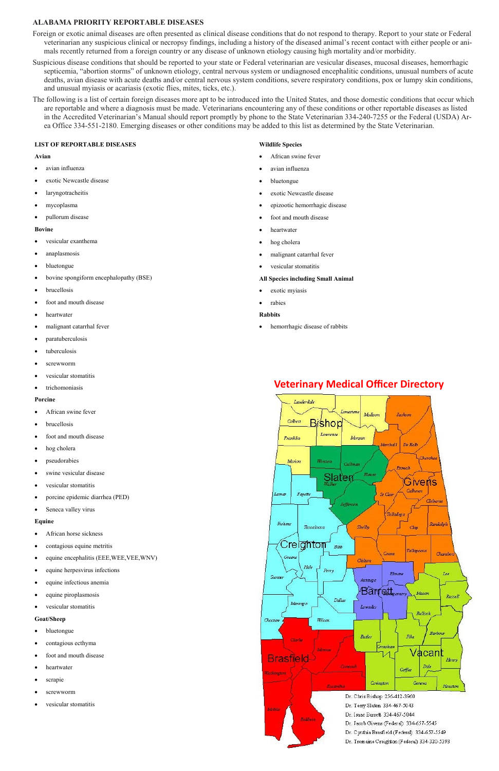## ALABAMA PRIORITY REPORTABLE DISEASES

Foreign or exotic animal diseases are often presented as clinical disease conditions that do not respond to therapy. Report to your state or Federal veterinarian any suspicious clinical or necropsy findings, including a history of the diseased animal's recent contact with either people or animals recently returned from a foreign country or any disease of unknown etiology causing high mortality and/or morbidity.

Suspicious disease conditions that should be reported to your state or Federal veterinarian are vesicular diseases, mucosal diseases, hemorrhagic septicemia, "abortion storms" of unknown etiology, central nervous system or undiagnosed encephalitic conditions, unusual numbers of acute deaths, avian disease with acute deaths and/or central nervous system conditions, severe respiratory conditions, pox or lumpy skin conditions, and unusual myiasis or acariasis (exotic flies, mites, ticks, etc.).

The following is a list of certain foreign diseases more apt to be introduced into the United States, and those domestic conditions that occur which are reportable and where a diagnosis must be made. Veterinarians encountering any of these conditions or other reportable diseases as listed in the Accredited Veterinarian's Manual should report promptly by phone to the State Veterinarian 334-240-7255 or the Federal (USDA) Area Office 334-551-2180. Emerging diseases or other conditions may be added to this list as determined by the State Veterinarian.

### LIST OF REPORTABLE DISEASES

**Avian**

- avian influenza
- exotic Newcastle disease
- laryngotracheitis
- mycoplasma
- pullorum disease

**Bovine**

- vesicular exanthema
- anaplasmosis
- bluetongue
- bovine spongiform encephalopathy (BSE)
- brucellosis
- foot and mouth disease
- heartwater
- malignant catarrhal fever
- paratuberculosis
- tuberculosis
- screwworm
- vesicular stomatitis
- trichomoniasis

**Porcine**

- African swine fever
- brucellosis
- foot and mouth disease
- hog cholera
- pseudorabies
- swine vesicular disease
- vesicular stomatitis
- porcine epidemic diarrhea (PED)
- Seneca valley virus

**Equine**

- African horse sickness
- contagious equine metritis
- equine encephalitis (EEE,WEE,VEE,WNV)
- equine herpesvirus infections
- equine infectious anemia
- equine piroplasmosis
- vesicular stomatitis

**Goat/Sheep**

- bluetongue
- contagious ecthyma
- foot and mouth disease
- heartwater
- scrapie
- screwworm
- vesicular stomatitis

**Wildlife Species**

- African swine fever
- avian influenza
- bluetongue
- exotic Newcastle disease
- epizootic hemorrhagic disease
- foot and mouth disease
- heartwater
- hog cholera
- malignant catarrhal fever
- vesicular stomatitis

**All Species including Small Animal**

- exotic myiasis
- rabies

**Rabbits**

- hemorrhagic disease of rabbits

## Veterinary Medical Officer Directory

Bishop
Slaten
Givens
Creighton
Barrett
Brasfield
Vacant

Dr. Chris Bishop 256-412-3960
Dr. Terry Slaten 334-467-5043
Dr. Isaac Barrett 334-467-5044
Dr. Jacob Givens (Federal) 334-657-5545
Dr. Cynthia Brasfield (Federal) 334-657-5549
Dr. Tremaine Creighton (Federal) 334-320-5393